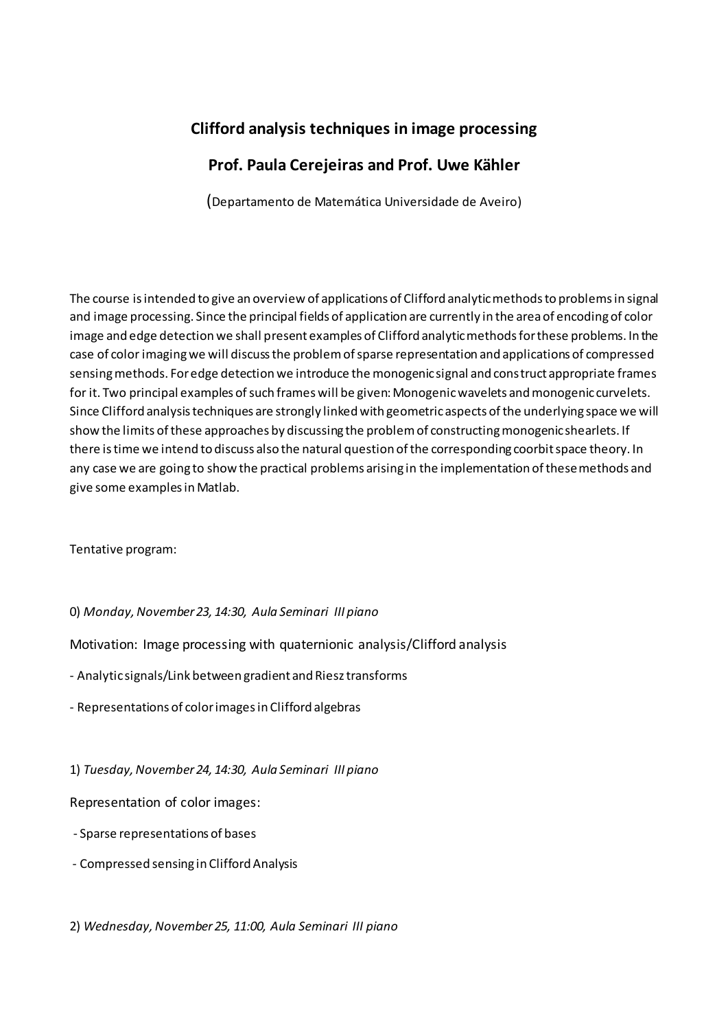# Clifford analysis techniques in image processing

## Prof. Paula Cerejeiras and Prof. Uwe Kähler

(Departamento de Matemática Universidade de Aveiro)

The course is intended to give an overview of applications of Clifford analytic methods to problems in signal and image processing. Since the principal fields of application are currently in the area of encoding of color image and edge detection we shall present examples of Clifford analytic methods for these problems. In the case of color imaging we will discuss the problem of sparse representation and applications of compressed sensing methods. For edge detection we introduce the monogenic signal and construct appropriate frames for it. Two principal examples of such frames will be given: Monogenic wavelets and monogenic curvelets. Since Clifford analysis techniques are strongly linked with geometric aspects of the underlying space we will show the limits of these approaches by discussing the problem of constructing monogenic shearlets. If there is time we intend to discuss also the natural question of the corresponding coorbit space theory. In any case we are going to show the practical problems arising in the implementation of these methods and give some examples in Matlab.

Tentative program:

0) *Monday, November 23, 14:30, Aula Seminari III piano*

Motivation: Image processing with quaternionic analysis/Clifford analysis

- Analytic signals/Link between gradient and Riesz transforms
- Representations of color images in Clifford algebras

1) *Tuesday, November 24, 14:30, Aula Seminari III piano*

Representation of color images:

- Sparse representations of bases
- Compressed sensing in Clifford Analysis

2) *Wednesday, November 25, 11:00, Aula Seminari III piano*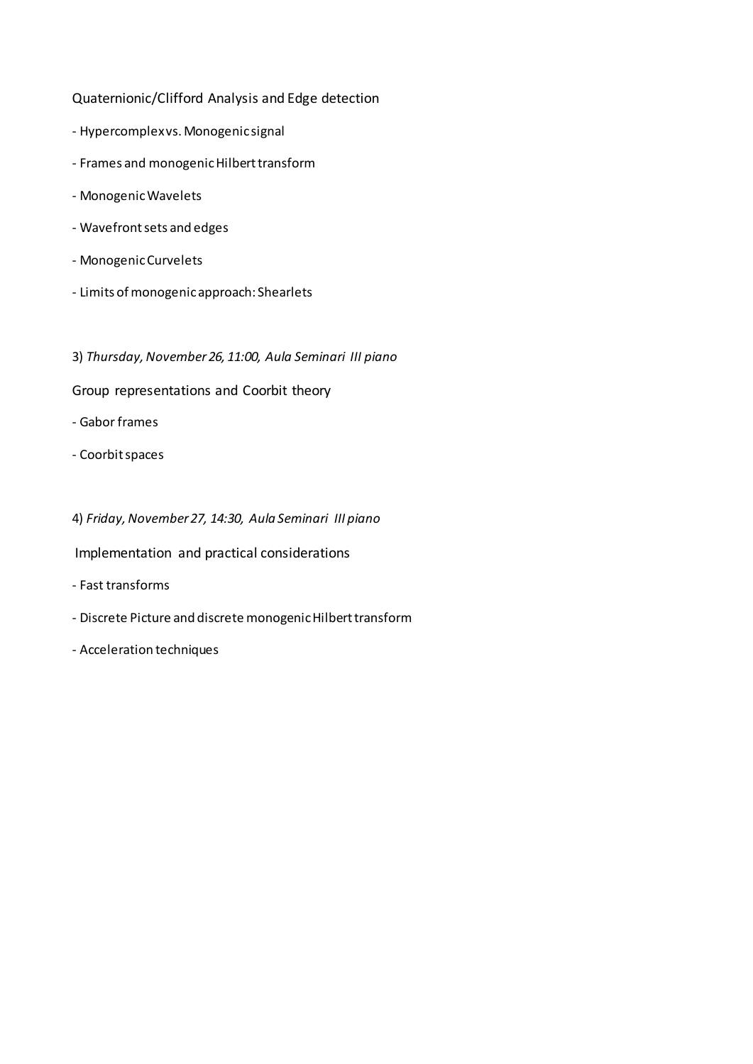Quaternionic/Clifford Analysis and Edge detection

- Hypercomplex vs. Monogenic signal
- Frames and monogenic Hilbert transform
- Monogenic Wavelets
- Wavefront sets and edges
- Monogenic Curvelets
- Limits of monogenic approach: Shearlets

3) *Thursday, November 26, 11:00, Aula Seminari III piano*

Group representations and Coorbit theory

- Gabor frames
- Coorbit spaces

4) *Friday, November 27, 14:30, Aula Seminari III piano*

Implementation and practical considerations

- Fast transforms
- Discrete Picture and discrete monogenic Hilbert transform
- Acceleration techniques